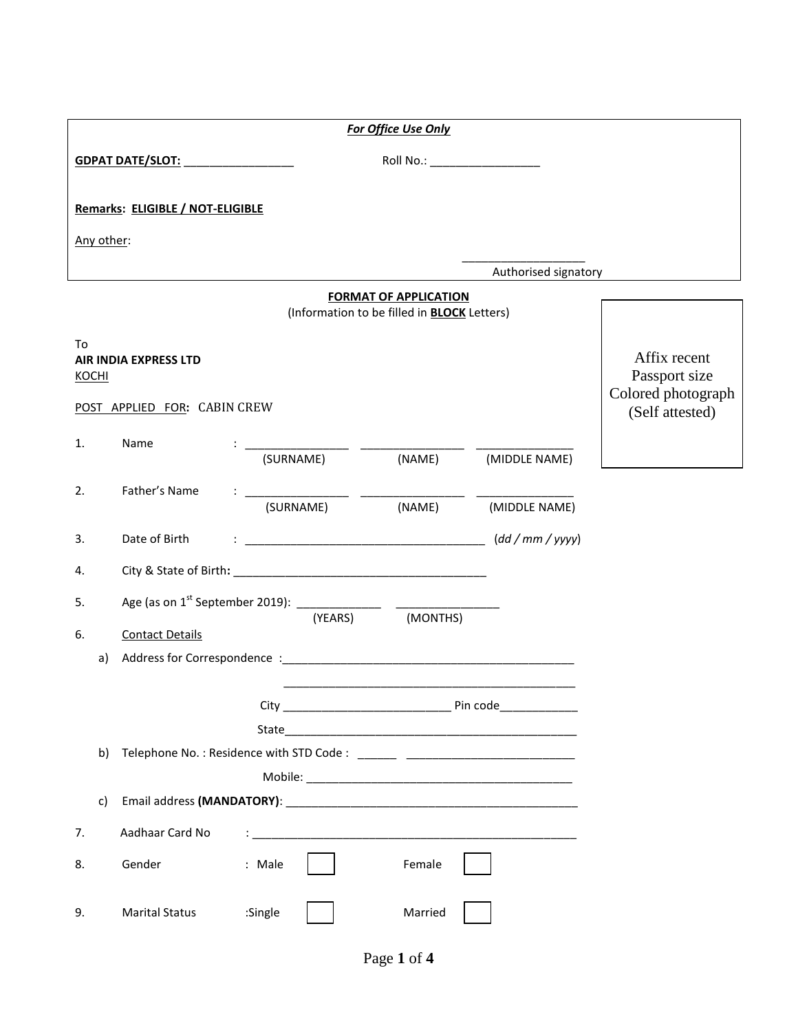***For Office Use Only***

**GDPAT DATE/SLOT:** _________________ Roll No.: _________________

**Remarks: ELIGIBLE / NOT-ELIGIBLE**

Any other:

____________________
Authorised signatory

**FORMAT OF APPLICATION**
(Information to be filled in **BLOCK** Letters)

Affix recent Passport size Colored photograph (Self attested)

To
**AIR INDIA EXPRESS LTD**
KOCHI

POST APPLIED FOR**:** CABIN CREW

1. Name : ________________ ________________ _______________
   (SURNAME) (NAME) (MIDDLE NAME)

2. Father's Name : ________________ ________________ _______________
   (SURNAME) (NAME) (MIDDLE NAME)

3. Date of Birth : _____________________________________ (*dd / mm / yyyy*)

4. City & State of Birth**:** ________________________________________

5. Age (as on 1st September 2019): _____________ ________________
   (YEARS) (MONTHS)

6. Contact Details

   a) Address for Correspondence :______________________________________________

   ______________________________________________

   City __________________________ Pin code____________

   State______________________________________________

   b) Telephone No. : Residence with STD Code : ______ __________________________

   Mobile: __________________________________________

   c) Email address **(MANDATORY)**: ______________________________________________

7. Aadhaar Card No : ____________________________________________________

8. Gender : Male ☐ Female ☐

9. Marital Status :Single ☐ Married ☐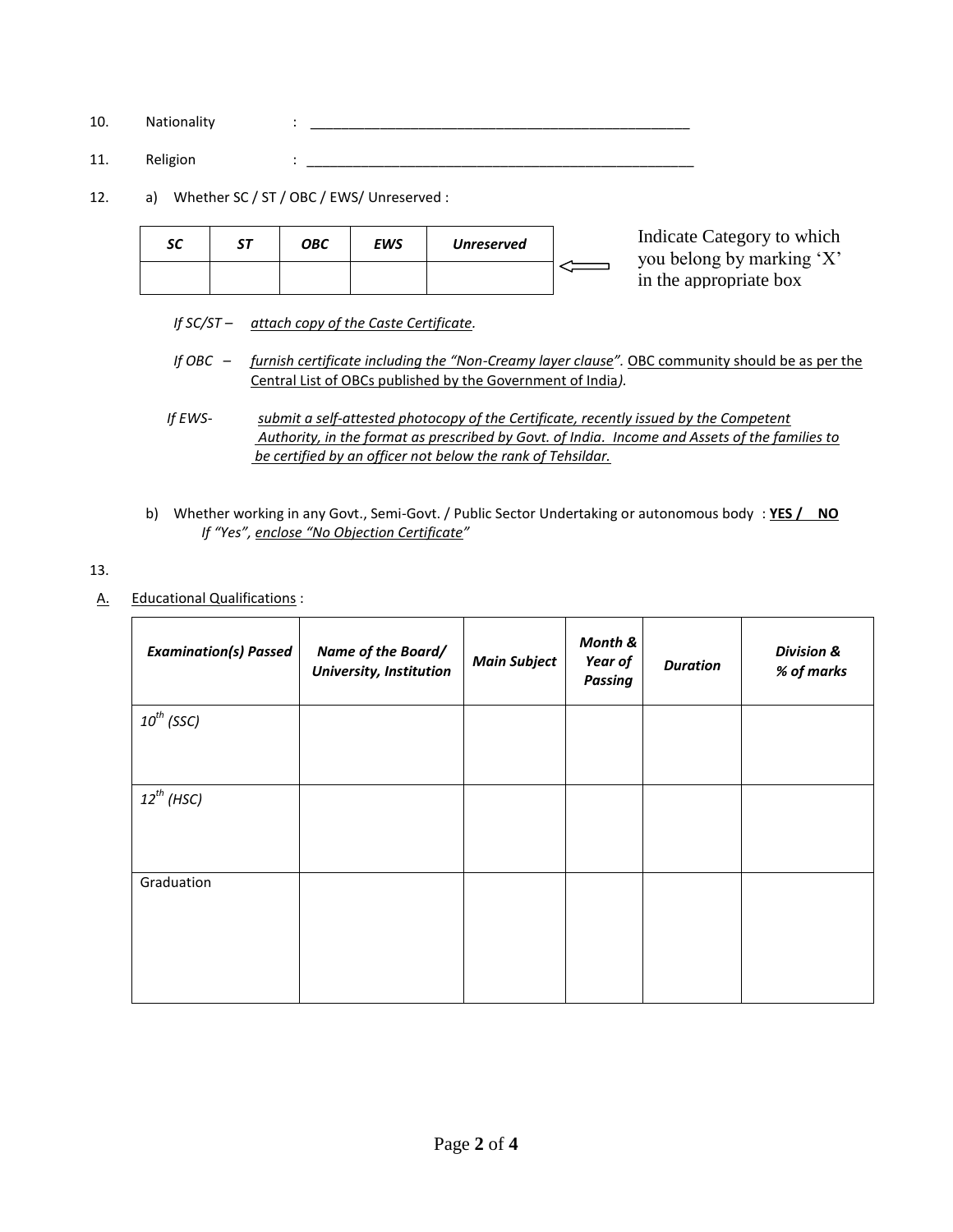10. Nationality : ____________________________________________________

11. Religion : ____________________________________________________

12. a) Whether SC / ST / OBC / EWS/ Unreserved :

| *SC* | *ST* | *OBC* | *EWS* | *Unreserved* |
|---|---|---|---|---|
| | | | | |

⇐ Indicate Category to which you belong by marking 'X' in the appropriate box

*If SC/ST –* *attach copy of the Caste Certificate.*

*If OBC –* *furnish certificate including the "Non-Creamy layer clause".* OBC community should be as per the Central List of OBCs published by the Government of India*).*

*If EWS-* *submit a self-attested photocopy of the Certificate, recently issued by the Competent Authority, in the format as prescribed by Govt. of India. Income and Assets of the families to be certified by an officer not below the rank of Tehsildar.*

b) Whether working in any Govt., Semi-Govt. / Public Sector Undertaking or autonomous body : **YES / NO**
*If "Yes", enclose "No Objection Certificate"*

13.

A. Educational Qualifications :

| *Examination(s) Passed* | *Name of the Board/ University, Institution* | *Main Subject* | *Month & Year of Passing* | *Duration* | *Division & % of marks* |
|---|---|---|---|---|---|
| *10th (SSC)* | | | | | |
| *12th (HSC)* | | | | | |
| Graduation | | | | | |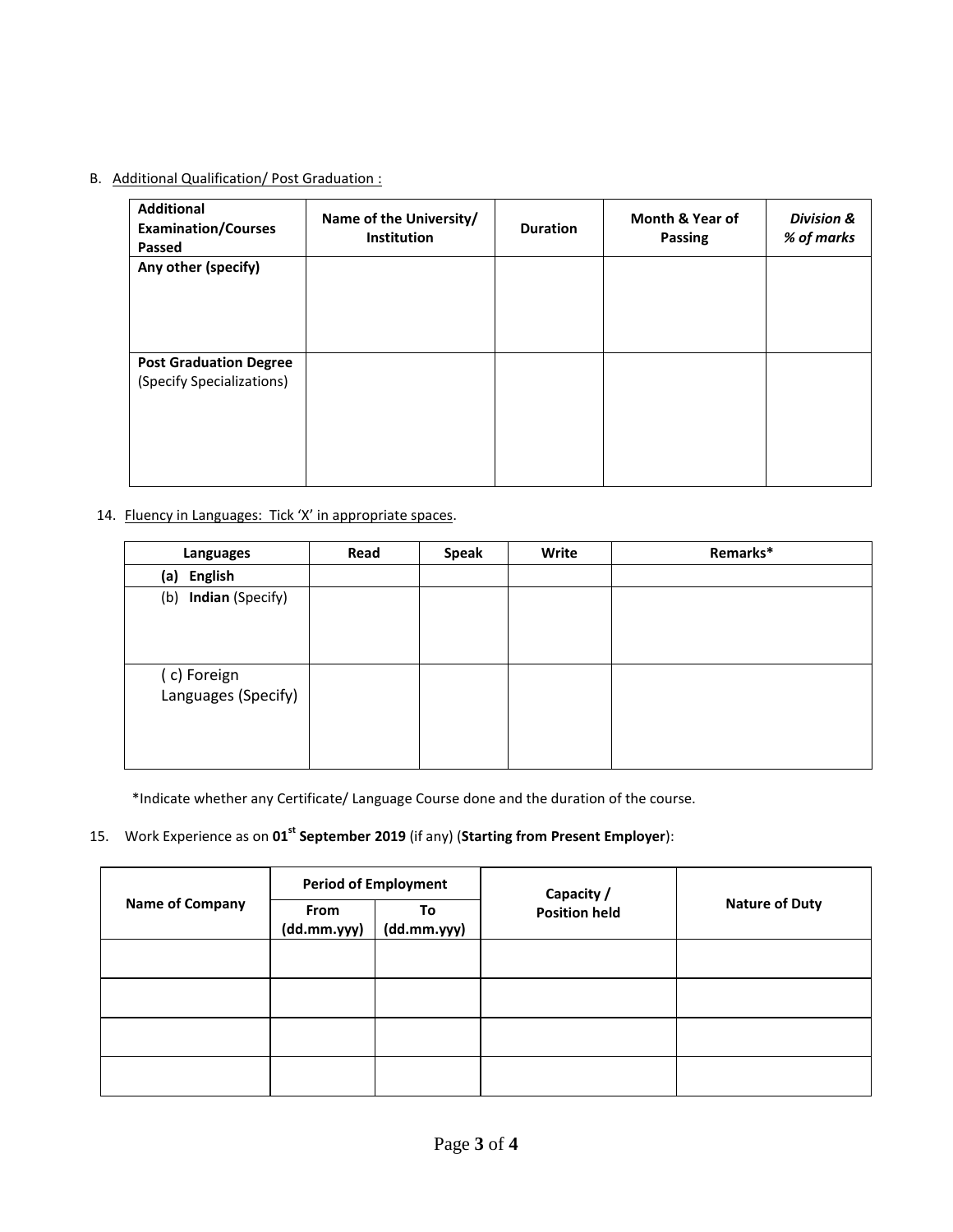B. Additional Qualification/ Post Graduation :

| **Additional Examination/Courses Passed** | **Name of the University/ Institution** | **Duration** | **Month & Year of Passing** | ***Division & % of marks*** |
|---|---|---|---|---|
| **Any other (specify)** | | | | |
| **Post Graduation Degree** (Specify Specializations) | | | | |

14. Fluency in Languages: Tick 'X' in appropriate spaces.

| **Languages** | **Read** | **Speak** | **Write** | **Remarks*** |
|---|---|---|---|---|
| **(a) English** | | | | |
| (b) **Indian** (Specify) | | | | |
| ( c) Foreign Languages (Specify) | | | | |

*Indicate whether any Certificate/ Language Course done and the duration of the course.

15. Work Experience as on **01st September 2019** (if any) (**Starting from Present Employer**):

| **Name of Company** | **Period of Employment** | | **Capacity / Position held** | **Nature of Duty** |
|---|---|---|---|---|
| | **From (dd.mm.yyy)** | **To (dd.mm.yyy)** | | |
| | | | | |
| | | | | |
| | | | | |
| | | | | |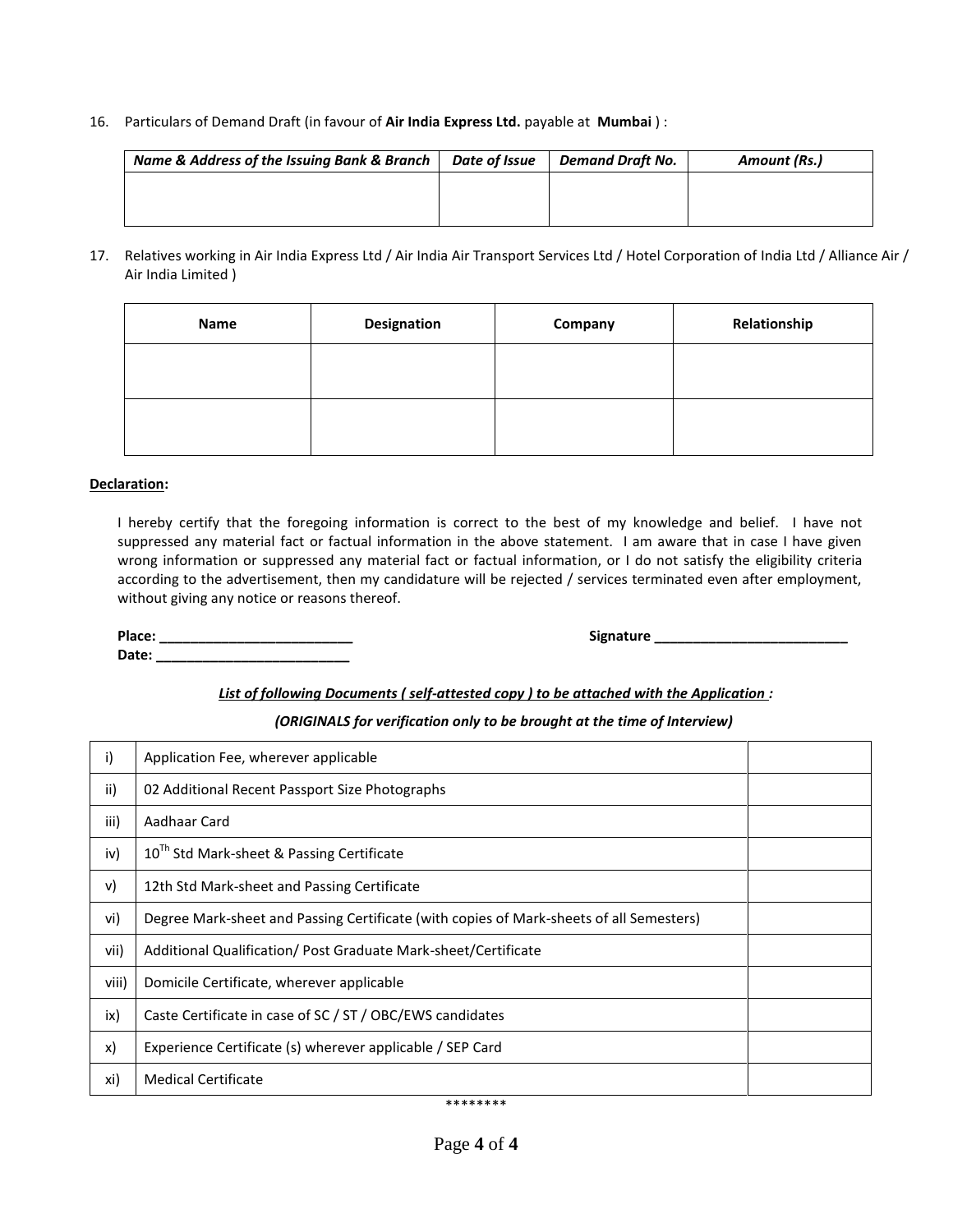16. Particulars of Demand Draft (in favour of **Air India Express Ltd.** payable at **Mumbai** ) :

| *Name & Address of the Issuing Bank & Branch* | *Date of Issue* | *Demand Draft No.* | *Amount (Rs.)* |
|---|---|---|---|
| | | | |

17. Relatives working in Air India Express Ltd / Air India Air Transport Services Ltd / Hotel Corporation of India Ltd / Alliance Air / Air India Limited )

| Name | Designation | Company | Relationship |
|---|---|---|---|
| | | | |
| | | | |

**Declaration:**

I hereby certify that the foregoing information is correct to the best of my knowledge and belief. I have not suppressed any material fact or factual information in the above statement. I am aware that in case I have given wrong information or suppressed any material fact or factual information, or I do not satisfy the eligibility criteria according to the advertisement, then my candidature will be rejected / services terminated even after employment, without giving any notice or reasons thereof.

**Place: _________________________**

**Date: _________________________**

**Signature _________________________**

***List of following Documents ( self-attested copy ) to be attached with the Application :***

***(ORIGINALS for verification only to be brought at the time of Interview)***

| | | |
|---|---|---|
| i) | Application Fee, wherever applicable | |
| ii) | 02 Additional Recent Passport Size Photographs | |
| iii) | Aadhaar Card | |
| iv) | 10th Std Mark-sheet & Passing Certificate | |
| v) | 12th Std Mark-sheet and Passing Certificate | |
| vi) | Degree Mark-sheet and Passing Certificate (with copies of Mark-sheets of all Semesters) | |
| vii) | Additional Qualification/ Post Graduate Mark-sheet/Certificate | |
| viii) | Domicile Certificate, wherever applicable | |
| ix) | Caste Certificate in case of SC / ST / OBC/EWS candidates | |
| x) | Experience Certificate (s) wherever applicable / SEP Card | |
| xi) | Medical Certificate | |

********